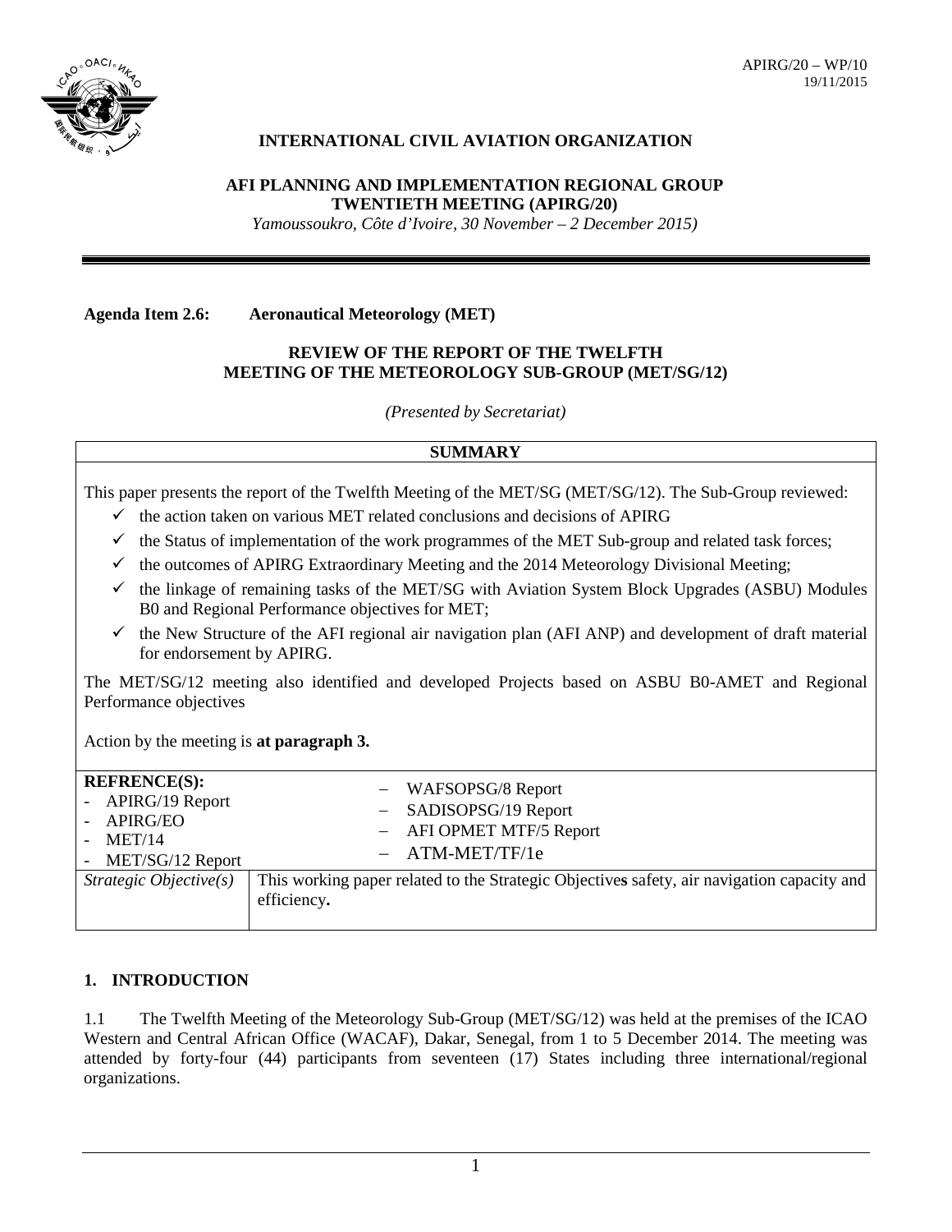APIRG/20 – WP/10
19/11/2015

**INTERNATIONAL CIVIL AVIATION ORGANIZATION**

**AFI PLANNING AND IMPLEMENTATION REGIONAL GROUP**
**TWENTIETH MEETING (APIRG/20)**
*Yamoussoukro, Côte d'Ivoire, 30 November – 2 December 2015)*

---

**Agenda Item 2.6: Aeronautical Meteorology (MET)**

**REVIEW OF THE REPORT OF THE TWELFTH MEETING OF THE METEOROLOGY SUB-GROUP (MET/SG/12)**

*(Presented by Secretariat)*

| **SUMMARY** | |
|---|---|
| This paper presents the report of the Twelfth Meeting of the MET/SG (MET/SG/12). The Sub-Group reviewed:<br>✓ the action taken on various MET related conclusions and decisions of APIRG<br>✓ the Status of implementation of the work programmes of the MET Sub-group and related task forces;<br>✓ the outcomes of APIRG Extraordinary Meeting and the 2014 Meteorology Divisional Meeting;<br>✓ the linkage of remaining tasks of the MET/SG with Aviation System Block Upgrades (ASBU) Modules B0 and Regional Performance objectives for MET;<br>✓ the New Structure of the AFI regional air navigation plan (AFI ANP) and development of draft material for endorsement by APIRG.<br><br>The MET/SG/12 meeting also identified and developed Projects based on ASBU B0-AMET and Regional Performance objectives<br><br>Action by the meeting is **at paragraph 3.** | |
| **REFRENCE(S):**<br>- APIRG/19 Report<br>- APIRG/EO<br>- MET/14<br>- MET/SG/12 Report | – WAFSOPSG/8 Report<br>– SADISOPSG/19 Report<br>– AFI OPMET MTF/5 Report<br>– ATM-MET/TF/1e |
| *Strategic Objective(s)* | This working paper related to the Strategic Objective**s** safety, air navigation capacity and efficiency**.** |

## 1. INTRODUCTION

1.1 The Twelfth Meeting of the Meteorology Sub-Group (MET/SG/12) was held at the premises of the ICAO Western and Central African Office (WACAF), Dakar, Senegal, from 1 to 5 December 2014. The meeting was attended by forty-four (44) participants from seventeen (17) States including three international/regional organizations.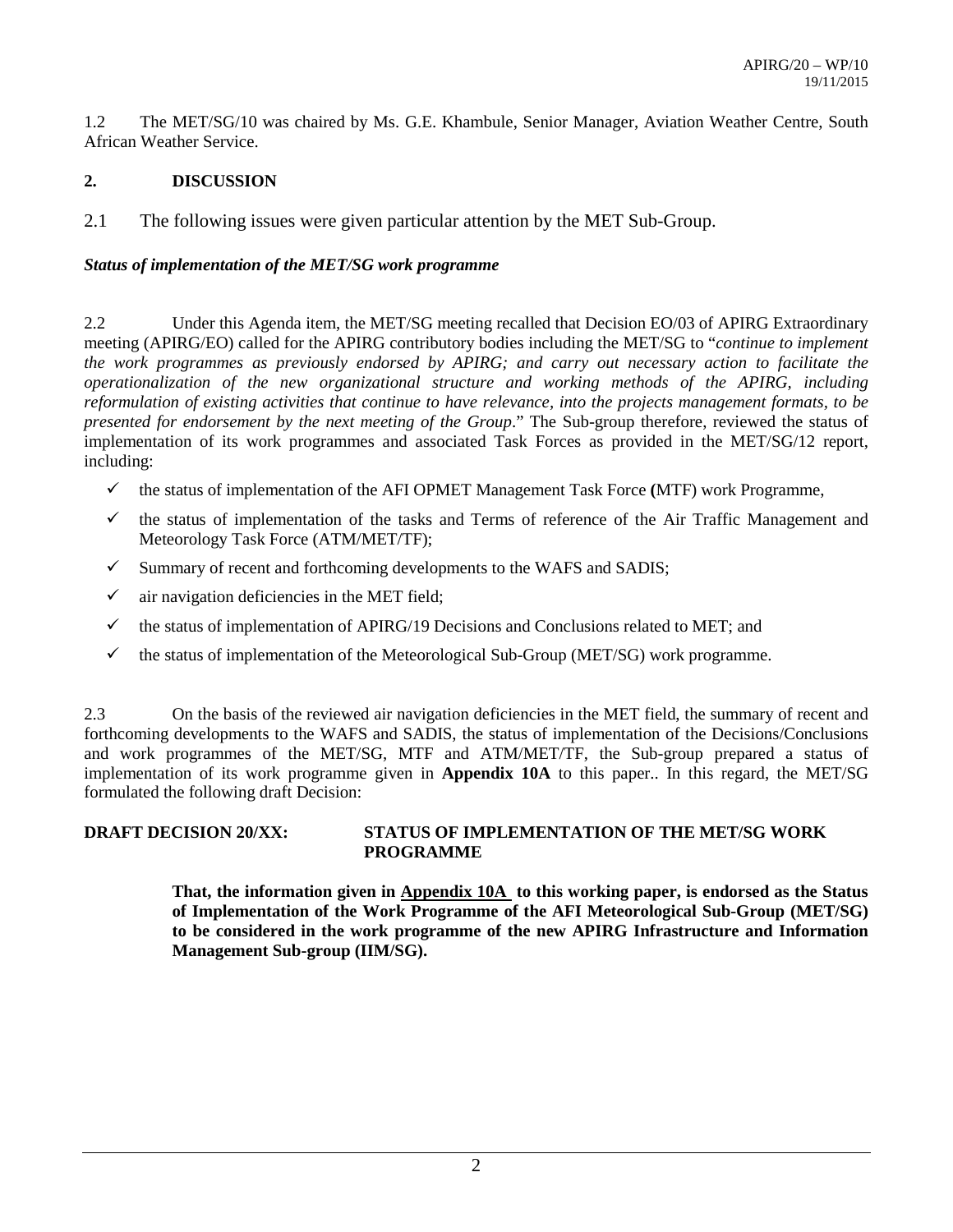1.2 The MET/SG/10 was chaired by Ms. G.E. Khambule, Senior Manager, Aviation Weather Centre, South African Weather Service.

## 2. DISCUSSION

2.1 The following issues were given particular attention by the MET Sub-Group.

***Status of implementation of the MET/SG work programme***

2.2 Under this Agenda item, the MET/SG meeting recalled that Decision EO/03 of APIRG Extraordinary meeting (APIRG/EO) called for the APIRG contributory bodies including the MET/SG to "*continue to implement the work programmes as previously endorsed by APIRG; and carry out necessary action to facilitate the operationalization of the new organizational structure and working methods of the APIRG, including reformulation of existing activities that continue to have relevance, into the projects management formats, to be presented for endorsement by the next meeting of the Group*." The Sub-group therefore, reviewed the status of implementation of its work programmes and associated Task Forces as provided in the MET/SG/12 report, including:

- ✓ the status of implementation of the AFI OPMET Management Task Force **(**MTF) work Programme,
- ✓ the status of implementation of the tasks and Terms of reference of the Air Traffic Management and Meteorology Task Force (ATM/MET/TF);
- ✓ Summary of recent and forthcoming developments to the WAFS and SADIS;
- ✓ air navigation deficiencies in the MET field;
- ✓ the status of implementation of APIRG/19 Decisions and Conclusions related to MET; and
- ✓ the status of implementation of the Meteorological Sub-Group (MET/SG) work programme.

2.3 On the basis of the reviewed air navigation deficiencies in the MET field, the summary of recent and forthcoming developments to the WAFS and SADIS, the status of implementation of the Decisions/Conclusions and work programmes of the MET/SG, MTF and ATM/MET/TF, the Sub-group prepared a status of implementation of its work programme given in **Appendix 10A** to this paper.. In this regard, the MET/SG formulated the following draft Decision:

**DRAFT DECISION 20/XX: STATUS OF IMPLEMENTATION OF THE MET/SG WORK PROGRAMME**

> **That, the information given in <u>Appendix 10A</u> to this working paper, is endorsed as the Status of Implementation of the Work Programme of the AFI Meteorological Sub-Group (MET/SG) to be considered in the work programme of the new APIRG Infrastructure and Information Management Sub-group (IIM/SG).**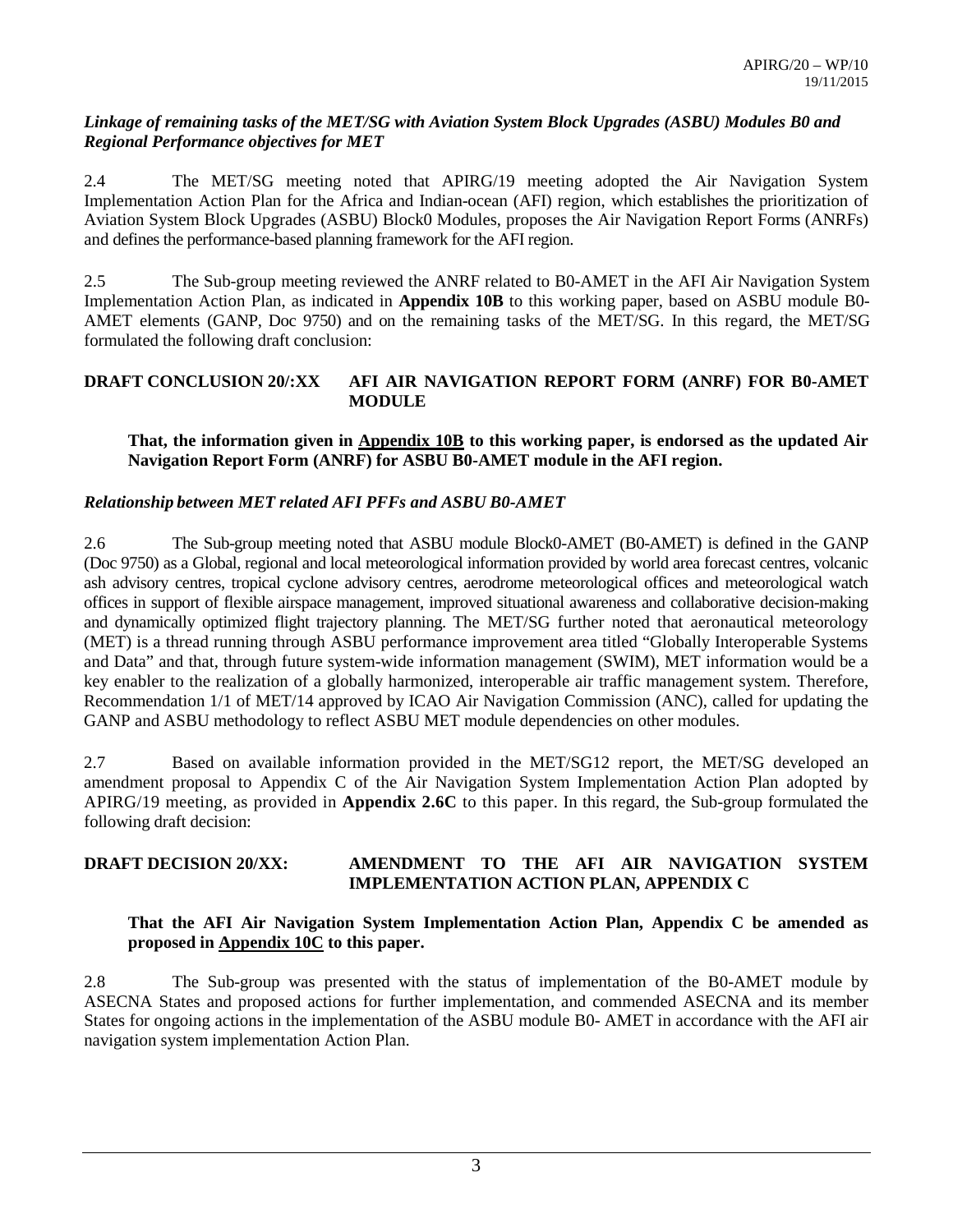***Linkage of remaining tasks of the MET/SG with Aviation System Block Upgrades (ASBU) Modules B0 and Regional Performance objectives for MET***

2.4 The MET/SG meeting noted that APIRG/19 meeting adopted the Air Navigation System Implementation Action Plan for the Africa and Indian-ocean (AFI) region, which establishes the prioritization of Aviation System Block Upgrades (ASBU) Block0 Modules, proposes the Air Navigation Report Forms (ANRFs) and defines the performance-based planning framework for the AFI region.

2.5 The Sub-group meeting reviewed the ANRF related to B0-AMET in the AFI Air Navigation System Implementation Action Plan, as indicated in **Appendix 10B** to this working paper, based on ASBU module B0-AMET elements (GANP, Doc 9750) and on the remaining tasks of the MET/SG. In this regard, the MET/SG formulated the following draft conclusion:

**DRAFT CONCLUSION 20/:XX AFI AIR NAVIGATION REPORT FORM (ANRF) FOR B0-AMET MODULE**

**That, the information given in Appendix 10B to this working paper, is endorsed as the updated Air Navigation Report Form (ANRF) for ASBU B0-AMET module in the AFI region.**

***Relationship between MET related AFI PFFs and ASBU B0-AMET***

2.6 The Sub-group meeting noted that ASBU module Block0-AMET (B0-AMET) is defined in the GANP (Doc 9750) as a Global, regional and local meteorological information provided by world area forecast centres, volcanic ash advisory centres, tropical cyclone advisory centres, aerodrome meteorological offices and meteorological watch offices in support of flexible airspace management, improved situational awareness and collaborative decision-making and dynamically optimized flight trajectory planning. The MET/SG further noted that aeronautical meteorology (MET) is a thread running through ASBU performance improvement area titled "Globally Interoperable Systems and Data" and that, through future system-wide information management (SWIM), MET information would be a key enabler to the realization of a globally harmonized, interoperable air traffic management system. Therefore, Recommendation 1/1 of MET/14 approved by ICAO Air Navigation Commission (ANC), called for updating the GANP and ASBU methodology to reflect ASBU MET module dependencies on other modules.

2.7 Based on available information provided in the MET/SG12 report, the MET/SG developed an amendment proposal to Appendix C of the Air Navigation System Implementation Action Plan adopted by APIRG/19 meeting, as provided in **Appendix 2.6C** to this paper. In this regard, the Sub-group formulated the following draft decision:

**DRAFT DECISION 20/XX: AMENDMENT TO THE AFI AIR NAVIGATION SYSTEM IMPLEMENTATION ACTION PLAN, APPENDIX C**

**That the AFI Air Navigation System Implementation Action Plan, Appendix C be amended as proposed in Appendix 10C to this paper.**

2.8 The Sub-group was presented with the status of implementation of the B0-AMET module by ASECNA States and proposed actions for further implementation, and commended ASECNA and its member States for ongoing actions in the implementation of the ASBU module B0- AMET in accordance with the AFI air navigation system implementation Action Plan.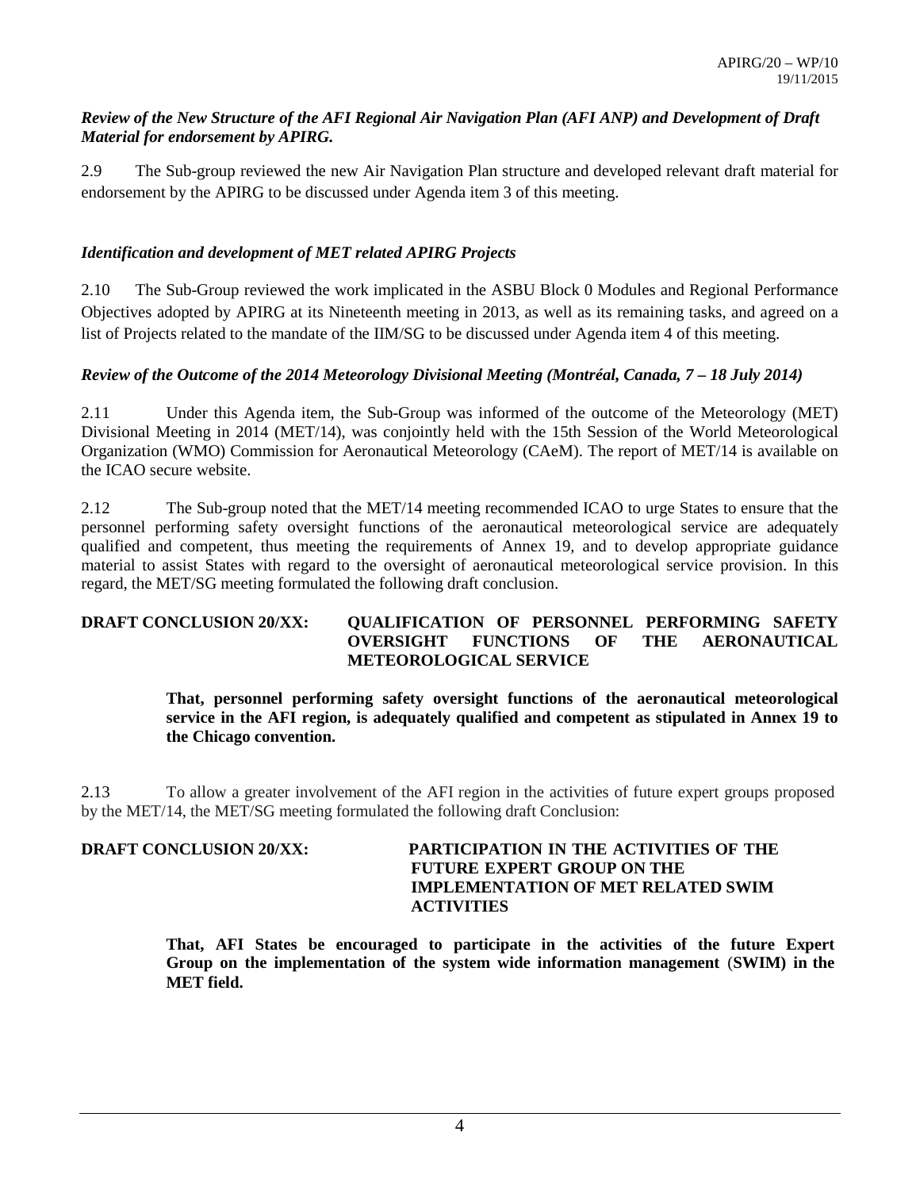***Review of the New Structure of the AFI Regional Air Navigation Plan (AFI ANP) and Development of Draft Material for endorsement by APIRG.***

2.9 The Sub-group reviewed the new Air Navigation Plan structure and developed relevant draft material for endorsement by the APIRG to be discussed under Agenda item 3 of this meeting.

***Identification and development of MET related APIRG Projects***

2.10 The Sub-Group reviewed the work implicated in the ASBU Block 0 Modules and Regional Performance Objectives adopted by APIRG at its Nineteenth meeting in 2013, as well as its remaining tasks, and agreed on a list of Projects related to the mandate of the IIM/SG to be discussed under Agenda item 4 of this meeting.

***Review of the Outcome of the 2014 Meteorology Divisional Meeting (Montréal, Canada, 7 – 18 July 2014)***

2.11 Under this Agenda item, the Sub-Group was informed of the outcome of the Meteorology (MET) Divisional Meeting in 2014 (MET/14), was conjointly held with the 15th Session of the World Meteorological Organization (WMO) Commission for Aeronautical Meteorology (CAeM). The report of MET/14 is available on the ICAO secure website.

2.12 The Sub-group noted that the MET/14 meeting recommended ICAO to urge States to ensure that the personnel performing safety oversight functions of the aeronautical meteorological service are adequately qualified and competent, thus meeting the requirements of Annex 19, and to develop appropriate guidance material to assist States with regard to the oversight of aeronautical meteorological service provision. In this regard, the MET/SG meeting formulated the following draft conclusion.

**DRAFT CONCLUSION 20/XX: QUALIFICATION OF PERSONNEL PERFORMING SAFETY OVERSIGHT FUNCTIONS OF THE AERONAUTICAL METEOROLOGICAL SERVICE**

**That, personnel performing safety oversight functions of the aeronautical meteorological service in the AFI region, is adequately qualified and competent as stipulated in Annex 19 to the Chicago convention.**

2.13 To allow a greater involvement of the AFI region in the activities of future expert groups proposed by the MET/14, the MET/SG meeting formulated the following draft Conclusion:

**DRAFT CONCLUSION 20/XX: PARTICIPATION IN THE ACTIVITIES OF THE FUTURE EXPERT GROUP ON THE IMPLEMENTATION OF MET RELATED SWIM ACTIVITIES**

**That, AFI States be encouraged to participate in the activities of the future Expert Group on the implementation of the system wide information management (SWIM) in the MET field.**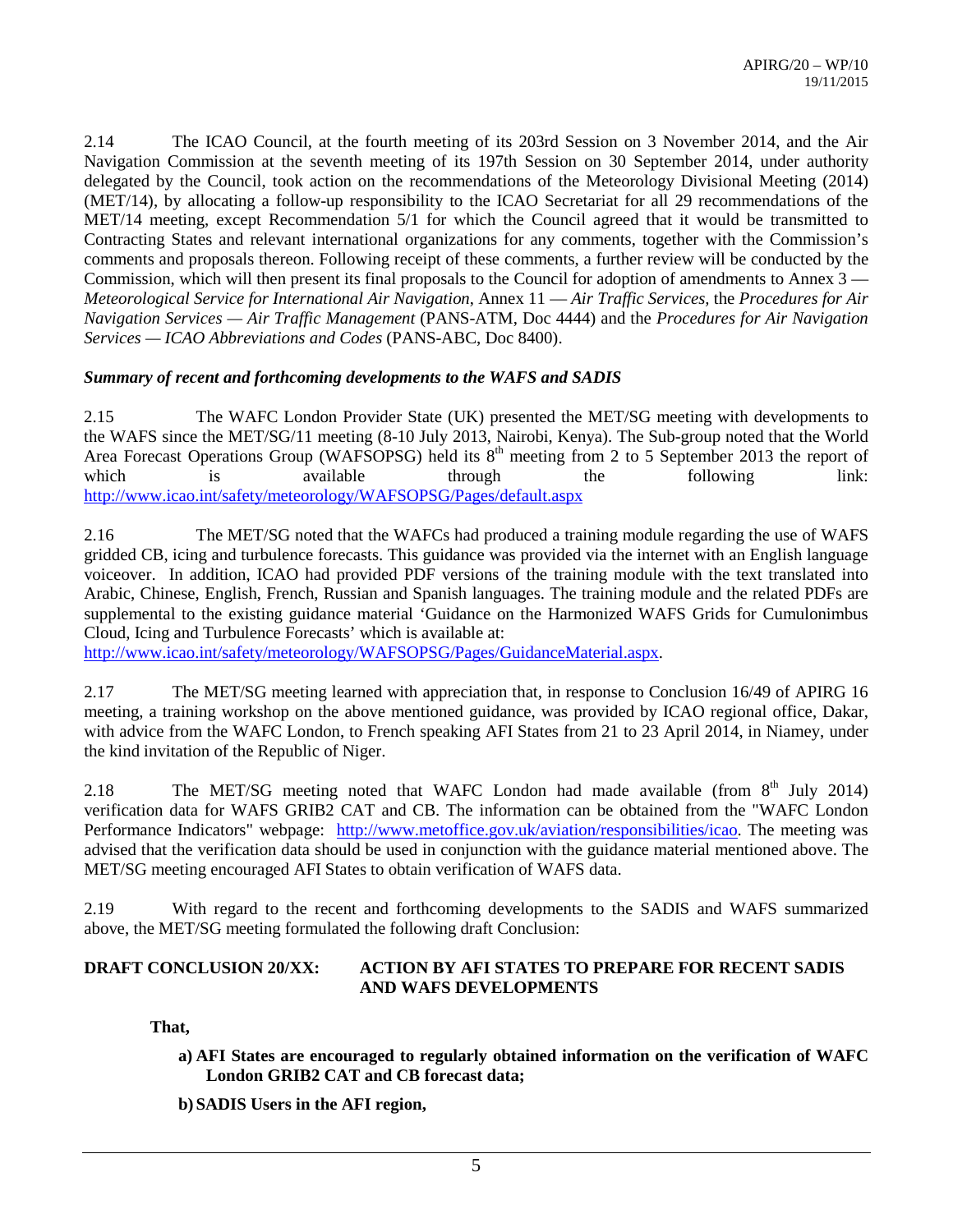2.14 The ICAO Council, at the fourth meeting of its 203rd Session on 3 November 2014, and the Air Navigation Commission at the seventh meeting of its 197th Session on 30 September 2014, under authority delegated by the Council, took action on the recommendations of the Meteorology Divisional Meeting (2014) (MET/14), by allocating a follow-up responsibility to the ICAO Secretariat for all 29 recommendations of the MET/14 meeting, except Recommendation 5/1 for which the Council agreed that it would be transmitted to Contracting States and relevant international organizations for any comments, together with the Commission's comments and proposals thereon. Following receipt of these comments, a further review will be conducted by the Commission, which will then present its final proposals to the Council for adoption of amendments to Annex 3 — *Meteorological Service for International Air Navigation*, Annex 11 — *Air Traffic Services*, the *Procedures for Air Navigation Services — Air Traffic Management* (PANS-ATM, Doc 4444) and the *Procedures for Air Navigation Services — ICAO Abbreviations and Codes* (PANS-ABC, Doc 8400).

***Summary of recent and forthcoming developments to the WAFS and SADIS***

2.15 The WAFC London Provider State (UK) presented the MET/SG meeting with developments to the WAFS since the MET/SG/11 meeting (8-10 July 2013, Nairobi, Kenya). The Sub-group noted that the World Area Forecast Operations Group (WAFSOPSG) held its 8th meeting from 2 to 5 September 2013 the report of which is available through the following link: http://www.icao.int/safety/meteorology/WAFSOPSG/Pages/default.aspx

2.16 The MET/SG noted that the WAFCs had produced a training module regarding the use of WAFS gridded CB, icing and turbulence forecasts. This guidance was provided via the internet with an English language voiceover. In addition, ICAO had provided PDF versions of the training module with the text translated into Arabic, Chinese, English, French, Russian and Spanish languages. The training module and the related PDFs are supplemental to the existing guidance material 'Guidance on the Harmonized WAFS Grids for Cumulonimbus Cloud, Icing and Turbulence Forecasts' which is available at: http://www.icao.int/safety/meteorology/WAFSOPSG/Pages/GuidanceMaterial.aspx.

2.17 The MET/SG meeting learned with appreciation that, in response to Conclusion 16/49 of APIRG 16 meeting, a training workshop on the above mentioned guidance, was provided by ICAO regional office, Dakar, with advice from the WAFC London, to French speaking AFI States from 21 to 23 April 2014, in Niamey, under the kind invitation of the Republic of Niger.

2.18 The MET/SG meeting noted that WAFC London had made available (from 8th July 2014) verification data for WAFS GRIB2 CAT and CB. The information can be obtained from the "WAFC London Performance Indicators" webpage: http://www.metoffice.gov.uk/aviation/responsibilities/icao. The meeting was advised that the verification data should be used in conjunction with the guidance material mentioned above. The MET/SG meeting encouraged AFI States to obtain verification of WAFS data.

2.19 With regard to the recent and forthcoming developments to the SADIS and WAFS summarized above, the MET/SG meeting formulated the following draft Conclusion:

**DRAFT CONCLUSION 20/XX: ACTION BY AFI STATES TO PREPARE FOR RECENT SADIS AND WAFS DEVELOPMENTS**

**That,**

**a) AFI States are encouraged to regularly obtained information on the verification of WAFC London GRIB2 CAT and CB forecast data;**

**b) SADIS Users in the AFI region,**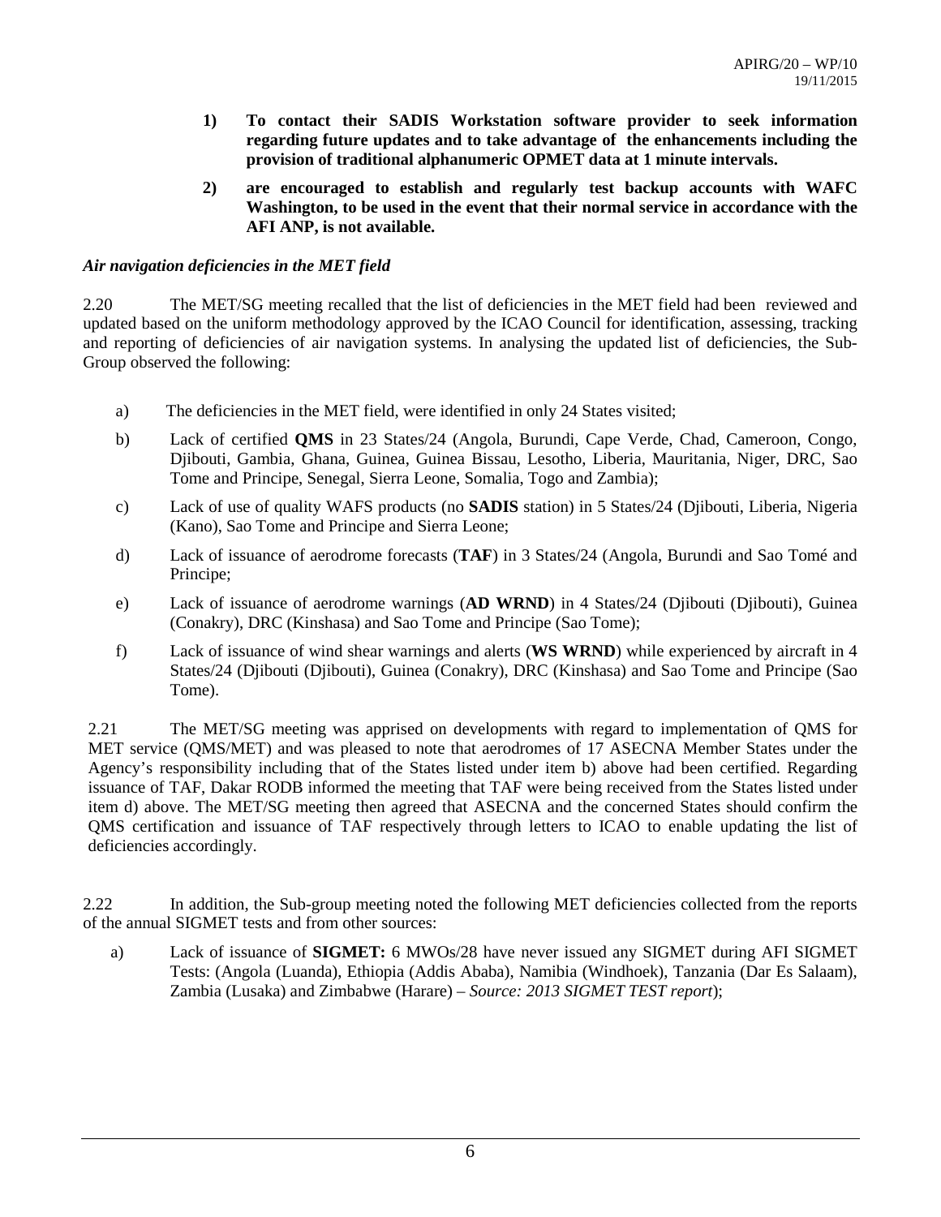1) **To contact their SADIS Workstation software provider to seek information regarding future updates and to take advantage of the enhancements including the provision of traditional alphanumeric OPMET data at 1 minute intervals.**

2) **are encouraged to establish and regularly test backup accounts with WAFC Washington, to be used in the event that their normal service in accordance with the AFI ANP, is not available.**

***Air navigation deficiencies in the MET field***

2.20 The MET/SG meeting recalled that the list of deficiencies in the MET field had been reviewed and updated based on the uniform methodology approved by the ICAO Council for identification, assessing, tracking and reporting of deficiencies of air navigation systems. In analysing the updated list of deficiencies, the Sub-Group observed the following:

a) The deficiencies in the MET field, were identified in only 24 States visited;

b) Lack of certified **QMS** in 23 States/24 (Angola, Burundi, Cape Verde, Chad, Cameroon, Congo, Djibouti, Gambia, Ghana, Guinea, Guinea Bissau, Lesotho, Liberia, Mauritania, Niger, DRC, Sao Tome and Principe, Senegal, Sierra Leone, Somalia, Togo and Zambia);

c) Lack of use of quality WAFS products (no **SADIS** station) in 5 States/24 (Djibouti, Liberia, Nigeria (Kano), Sao Tome and Principe and Sierra Leone;

d) Lack of issuance of aerodrome forecasts (**TAF**) in 3 States/24 (Angola, Burundi and Sao Tomé and Principe;

e) Lack of issuance of aerodrome warnings (**AD WRND**) in 4 States/24 (Djibouti (Djibouti), Guinea (Conakry), DRC (Kinshasa) and Sao Tome and Principe (Sao Tome);

f) Lack of issuance of wind shear warnings and alerts (**WS WRND**) while experienced by aircraft in 4 States/24 (Djibouti (Djibouti), Guinea (Conakry), DRC (Kinshasa) and Sao Tome and Principe (Sao Tome).

2.21 The MET/SG meeting was apprised on developments with regard to implementation of QMS for MET service (QMS/MET) and was pleased to note that aerodromes of 17 ASECNA Member States under the Agency's responsibility including that of the States listed under item b) above had been certified. Regarding issuance of TAF, Dakar RODB informed the meeting that TAF were being received from the States listed under item d) above. The MET/SG meeting then agreed that ASECNA and the concerned States should confirm the QMS certification and issuance of TAF respectively through letters to ICAO to enable updating the list of deficiencies accordingly.

2.22 In addition, the Sub-group meeting noted the following MET deficiencies collected from the reports of the annual SIGMET tests and from other sources:

a) Lack of issuance of **SIGMET:** 6 MWOs/28 have never issued any SIGMET during AFI SIGMET Tests: (Angola (Luanda), Ethiopia (Addis Ababa), Namibia (Windhoek), Tanzania (Dar Es Salaam), Zambia (Lusaka) and Zimbabwe (Harare) – *Source: 2013 SIGMET TEST report*);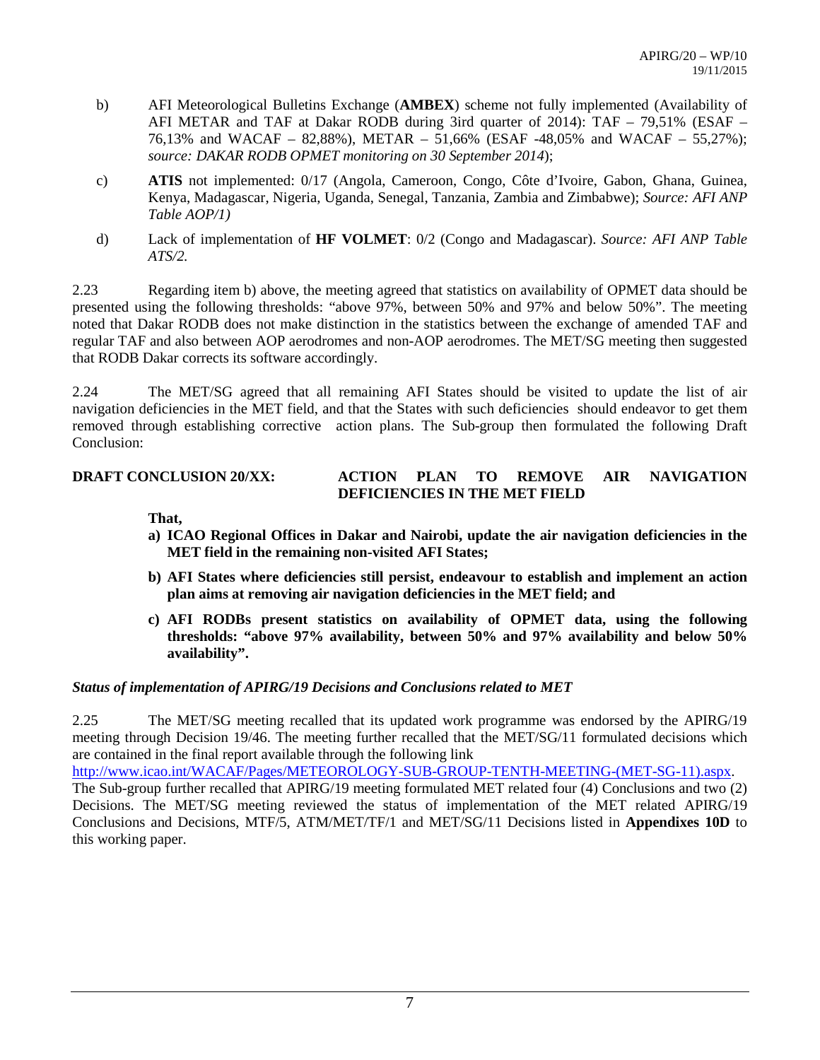b) AFI Meteorological Bulletins Exchange (**AMBEX**) scheme not fully implemented (Availability of AFI METAR and TAF at Dakar RODB during 3ird quarter of 2014): TAF – 79,51% (ESAF – 76,13% and WACAF – 82,88%), METAR – 51,66% (ESAF -48,05% and WACAF – 55,27%); *source: DAKAR RODB OPMET monitoring on 30 September 2014*);

c) **ATIS** not implemented: 0/17 (Angola, Cameroon, Congo, Côte d'Ivoire, Gabon, Ghana, Guinea, Kenya, Madagascar, Nigeria, Uganda, Senegal, Tanzania, Zambia and Zimbabwe); *Source: AFI ANP Table AOP/1)*

d) Lack of implementation of **HF VOLMET**: 0/2 (Congo and Madagascar). *Source: AFI ANP Table ATS/2.*

2.23 Regarding item b) above, the meeting agreed that statistics on availability of OPMET data should be presented using the following thresholds: "above 97%, between 50% and 97% and below 50%". The meeting noted that Dakar RODB does not make distinction in the statistics between the exchange of amended TAF and regular TAF and also between AOP aerodromes and non-AOP aerodromes. The MET/SG meeting then suggested that RODB Dakar corrects its software accordingly.

2.24 The MET/SG agreed that all remaining AFI States should be visited to update the list of air navigation deficiencies in the MET field, and that the States with such deficiencies should endeavor to get them removed through establishing corrective action plans. The Sub-group then formulated the following Draft Conclusion:

**DRAFT CONCLUSION 20/XX: ACTION PLAN TO REMOVE AIR NAVIGATION DEFICIENCIES IN THE MET FIELD**

**That,**

**a) ICAO Regional Offices in Dakar and Nairobi, update the air navigation deficiencies in the MET field in the remaining non-visited AFI States;**

**b) AFI States where deficiencies still persist, endeavour to establish and implement an action plan aims at removing air navigation deficiencies in the MET field; and**

**c) AFI RODBs present statistics on availability of OPMET data, using the following thresholds: "above 97% availability, between 50% and 97% availability and below 50% availability".**

***Status of implementation of APIRG/19 Decisions and Conclusions related to MET***

2.25 The MET/SG meeting recalled that its updated work programme was endorsed by the APIRG/19 meeting through Decision 19/46. The meeting further recalled that the MET/SG/11 formulated decisions which are contained in the final report available through the following link http://www.icao.int/WACAF/Pages/METEOROLOGY-SUB-GROUP-TENTH-MEETING-(MET-SG-11).aspx. The Sub-group further recalled that APIRG/19 meeting formulated MET related four (4) Conclusions and two (2) Decisions. The MET/SG meeting reviewed the status of implementation of the MET related APIRG/19 Conclusions and Decisions, MTF/5, ATM/MET/TF/1 and MET/SG/11 Decisions listed in **Appendixes 10D** to this working paper.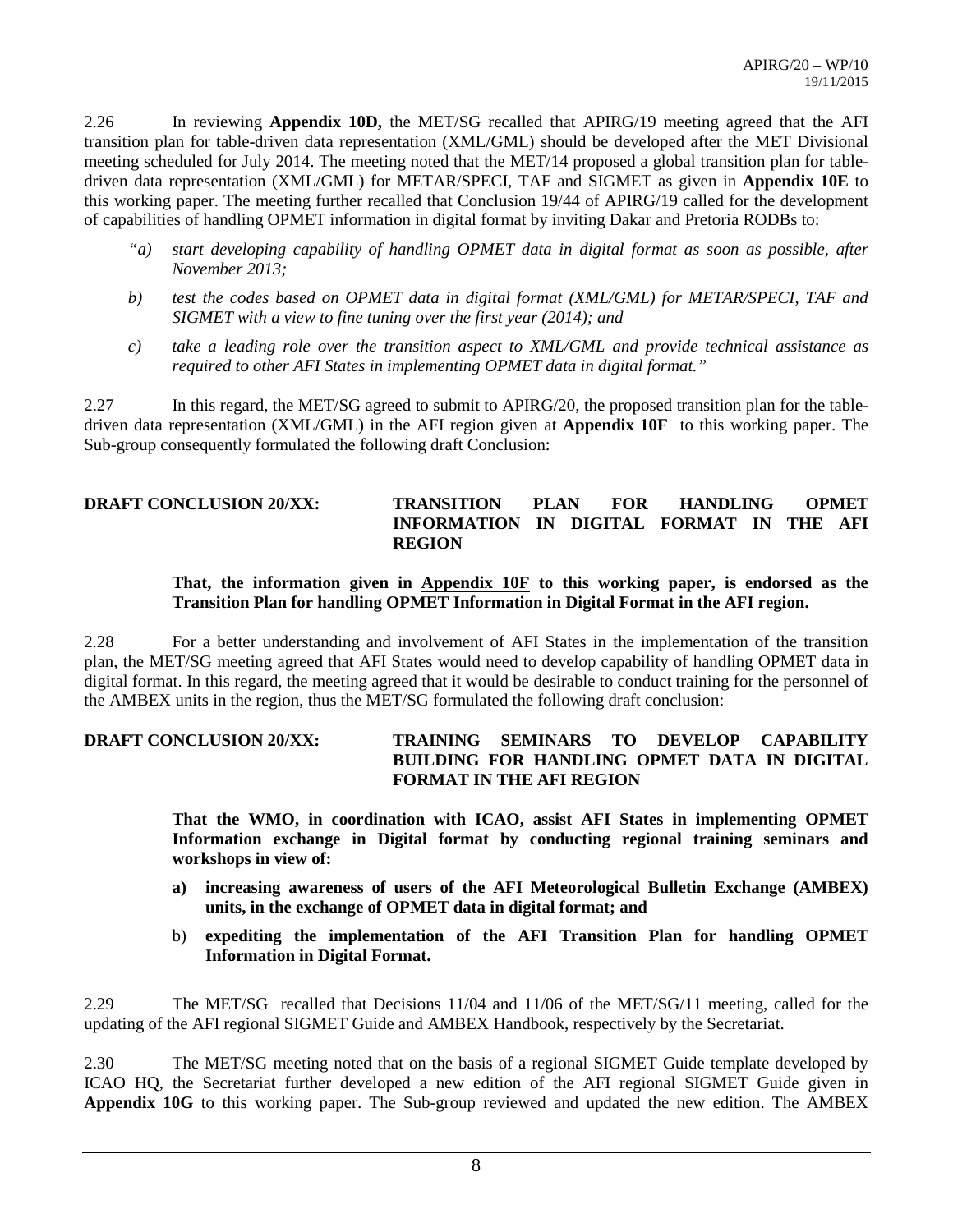2.26 In reviewing **Appendix 10D,** the MET/SG recalled that APIRG/19 meeting agreed that the AFI transition plan for table-driven data representation (XML/GML) should be developed after the MET Divisional meeting scheduled for July 2014. The meeting noted that the MET/14 proposed a global transition plan for table-driven data representation (XML/GML) for METAR/SPECI, TAF and SIGMET as given in **Appendix 10E** to this working paper. The meeting further recalled that Conclusion 19/44 of APIRG/19 called for the development of capabilities of handling OPMET information in digital format by inviting Dakar and Pretoria RODBs to:

> *"a) start developing capability of handling OPMET data in digital format as soon as possible, after November 2013;*
>
> *b) test the codes based on OPMET data in digital format (XML/GML) for METAR/SPECI, TAF and SIGMET with a view to fine tuning over the first year (2014); and*
>
> *c) take a leading role over the transition aspect to XML/GML and provide technical assistance as required to other AFI States in implementing OPMET data in digital format."*

2.27 In this regard, the MET/SG agreed to submit to APIRG/20, the proposed transition plan for the table-driven data representation (XML/GML) in the AFI region given at **Appendix 10F** to this working paper. The Sub-group consequently formulated the following draft Conclusion:

**DRAFT CONCLUSION 20/XX: TRANSITION PLAN FOR HANDLING OPMET INFORMATION IN DIGITAL FORMAT IN THE AFI REGION**

> **That, the information given in Appendix 10F to this working paper, is endorsed as the Transition Plan for handling OPMET Information in Digital Format in the AFI region.**

2.28 For a better understanding and involvement of AFI States in the implementation of the transition plan, the MET/SG meeting agreed that AFI States would need to develop capability of handling OPMET data in digital format. In this regard, the meeting agreed that it would be desirable to conduct training for the personnel of the AMBEX units in the region, thus the MET/SG formulated the following draft conclusion:

**DRAFT CONCLUSION 20/XX: TRAINING SEMINARS TO DEVELOP CAPABILITY BUILDING FOR HANDLING OPMET DATA IN DIGITAL FORMAT IN THE AFI REGION**

> **That the WMO, in coordination with ICAO, assist AFI States in implementing OPMET Information exchange in Digital format by conducting regional training seminars and workshops in view of:**
>
> **a) increasing awareness of users of the AFI Meteorological Bulletin Exchange (AMBEX) units, in the exchange of OPMET data in digital format; and**
>
> b) **expediting the implementation of the AFI Transition Plan for handling OPMET Information in Digital Format.**

2.29 The MET/SG recalled that Decisions 11/04 and 11/06 of the MET/SG/11 meeting, called for the updating of the AFI regional SIGMET Guide and AMBEX Handbook, respectively by the Secretariat.

2.30 The MET/SG meeting noted that on the basis of a regional SIGMET Guide template developed by ICAO HQ, the Secretariat further developed a new edition of the AFI regional SIGMET Guide given in **Appendix 10G** to this working paper. The Sub-group reviewed and updated the new edition. The AMBEX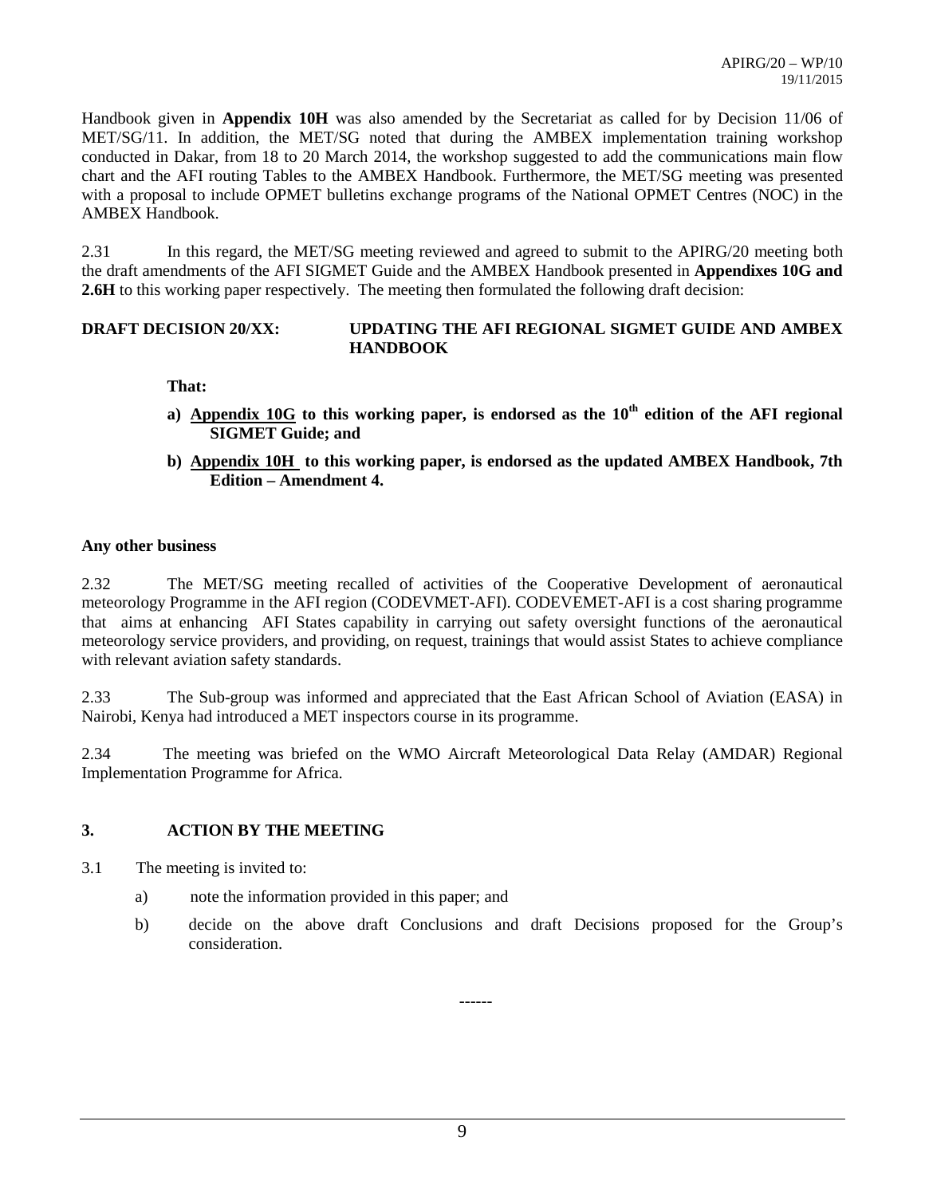Handbook given in **Appendix 10H** was also amended by the Secretariat as called for by Decision 11/06 of MET/SG/11. In addition, the MET/SG noted that during the AMBEX implementation training workshop conducted in Dakar, from 18 to 20 March 2014, the workshop suggested to add the communications main flow chart and the AFI routing Tables to the AMBEX Handbook. Furthermore, the MET/SG meeting was presented with a proposal to include OPMET bulletins exchange programs of the National OPMET Centres (NOC) in the AMBEX Handbook.

2.31 In this regard, the MET/SG meeting reviewed and agreed to submit to the APIRG/20 meeting both the draft amendments of the AFI SIGMET Guide and the AMBEX Handbook presented in **Appendixes 10G and 2.6H** to this working paper respectively. The meeting then formulated the following draft decision:

**DRAFT DECISION 20/XX: UPDATING THE AFI REGIONAL SIGMET GUIDE AND AMBEX HANDBOOK**

**That:**

**a) Appendix 10G to this working paper, is endorsed as the 10th edition of the AFI regional SIGMET Guide; and**

**b) Appendix 10H to this working paper, is endorsed as the updated AMBEX Handbook, 7th Edition – Amendment 4.**

**Any other business**

2.32 The MET/SG meeting recalled of activities of the Cooperative Development of aeronautical meteorology Programme in the AFI region (CODEVMET-AFI). CODEVEMET-AFI is a cost sharing programme that aims at enhancing AFI States capability in carrying out safety oversight functions of the aeronautical meteorology service providers, and providing, on request, trainings that would assist States to achieve compliance with relevant aviation safety standards.

2.33 The Sub-group was informed and appreciated that the East African School of Aviation (EASA) in Nairobi, Kenya had introduced a MET inspectors course in its programme.

2.34 The meeting was briefed on the WMO Aircraft Meteorological Data Relay (AMDAR) Regional Implementation Programme for Africa.

## 3. ACTION BY THE MEETING

3.1 The meeting is invited to:

a) note the information provided in this paper; and

b) decide on the above draft Conclusions and draft Decisions proposed for the Group's consideration.

------